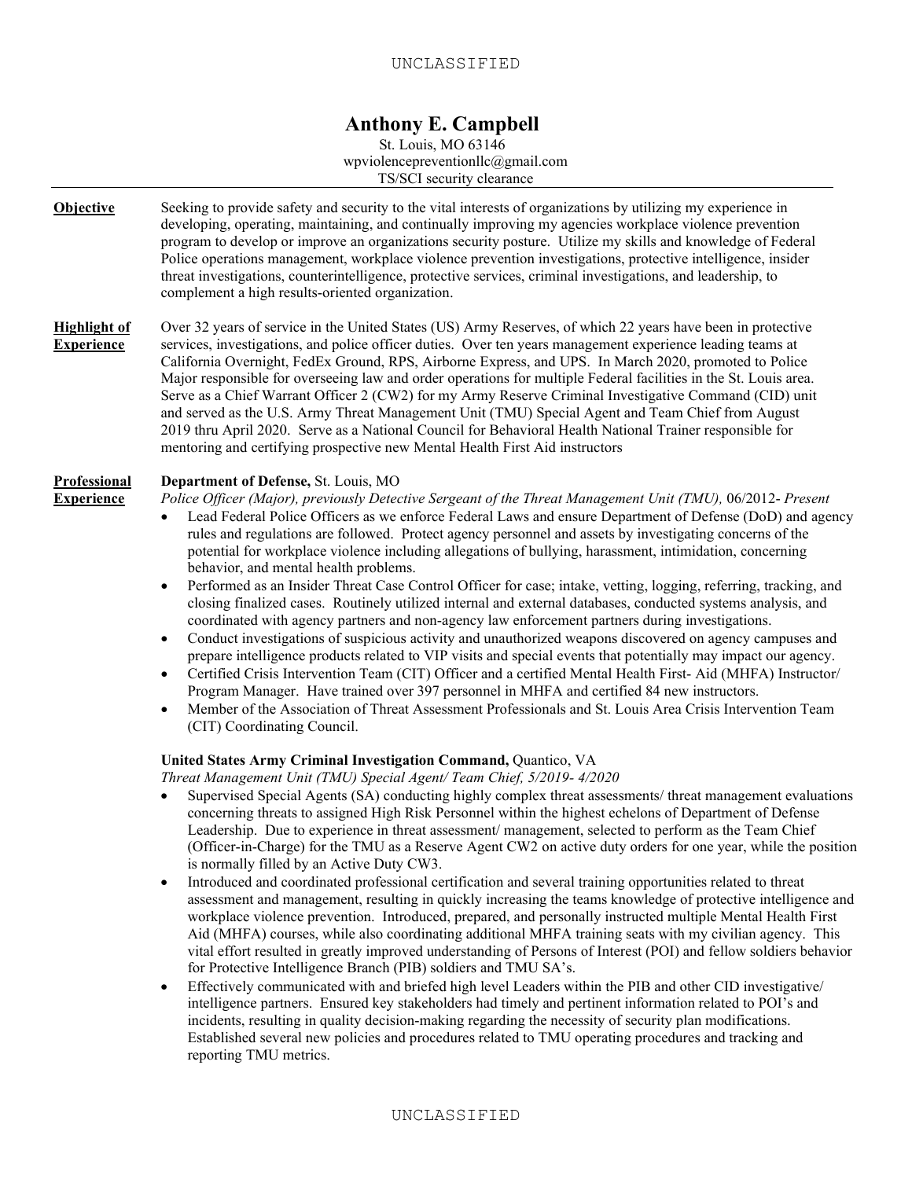# Anthony E. Campbell

St. Louis, MO 63146
wpviolencepreventionllc@gmail.com
TS/SCI security clearance

---

**Objective**

Seeking to provide safety and security to the vital interests of organizations by utilizing my experience in developing, operating, maintaining, and continually improving my agencies workplace violence prevention program to develop or improve an organizations security posture. Utilize my skills and knowledge of Federal Police operations management, workplace violence prevention investigations, protective intelligence, insider threat investigations, counterintelligence, protective services, criminal investigations, and leadership, to complement a high results-oriented organization.

**Highlight of Experience**

Over 32 years of service in the United States (US) Army Reserves, of which 22 years have been in protective services, investigations, and police officer duties. Over ten years management experience leading teams at California Overnight, FedEx Ground, RPS, Airborne Express, and UPS. In March 2020, promoted to Police Major responsible for overseeing law and order operations for multiple Federal facilities in the St. Louis area. Serve as a Chief Warrant Officer 2 (CW2) for my Army Reserve Criminal Investigative Command (CID) unit and served as the U.S. Army Threat Management Unit (TMU) Special Agent and Team Chief from August 2019 thru April 2020. Serve as a National Council for Behavioral Health National Trainer responsible for mentoring and certifying prospective new Mental Health First Aid instructors

**Professional Experience**

**Department of Defense,** St. Louis, MO
*Police Officer (Major), previously Detective Sergeant of the Threat Management Unit (TMU),* 06/2012- *Present*

- Lead Federal Police Officers as we enforce Federal Laws and ensure Department of Defense (DoD) and agency rules and regulations are followed. Protect agency personnel and assets by investigating concerns of the potential for workplace violence including allegations of bullying, harassment, intimidation, concerning behavior, and mental health problems.
- Performed as an Insider Threat Case Control Officer for case; intake, vetting, logging, referring, tracking, and closing finalized cases. Routinely utilized internal and external databases, conducted systems analysis, and coordinated with agency partners and non-agency law enforcement partners during investigations.
- Conduct investigations of suspicious activity and unauthorized weapons discovered on agency campuses and prepare intelligence products related to VIP visits and special events that potentially may impact our agency.
- Certified Crisis Intervention Team (CIT) Officer and a certified Mental Health First- Aid (MHFA) Instructor/ Program Manager. Have trained over 397 personnel in MHFA and certified 84 new instructors.
- Member of the Association of Threat Assessment Professionals and St. Louis Area Crisis Intervention Team (CIT) Coordinating Council.

**United States Army Criminal Investigation Command,** Quantico, VA
*Threat Management Unit (TMU) Special Agent/ Team Chief, 5/2019- 4/2020*

- Supervised Special Agents (SA) conducting highly complex threat assessments/ threat management evaluations concerning threats to assigned High Risk Personnel within the highest echelons of Department of Defense Leadership. Due to experience in threat assessment/ management, selected to perform as the Team Chief (Officer-in-Charge) for the TMU as a Reserve Agent CW2 on active duty orders for one year, while the position is normally filled by an Active Duty CW3.
- Introduced and coordinated professional certification and several training opportunities related to threat assessment and management, resulting in quickly increasing the teams knowledge of protective intelligence and workplace violence prevention. Introduced, prepared, and personally instructed multiple Mental Health First Aid (MHFA) courses, while also coordinating additional MHFA training seats with my civilian agency. This vital effort resulted in greatly improved understanding of Persons of Interest (POI) and fellow soldiers behavior for Protective Intelligence Branch (PIB) soldiers and TMU SA's.
- Effectively communicated with and briefed high level Leaders within the PIB and other CID investigative/ intelligence partners. Ensured key stakeholders had timely and pertinent information related to POI's and incidents, resulting in quality decision-making regarding the necessity of security plan modifications. Established several new policies and procedures related to TMU operating procedures and tracking and reporting TMU metrics.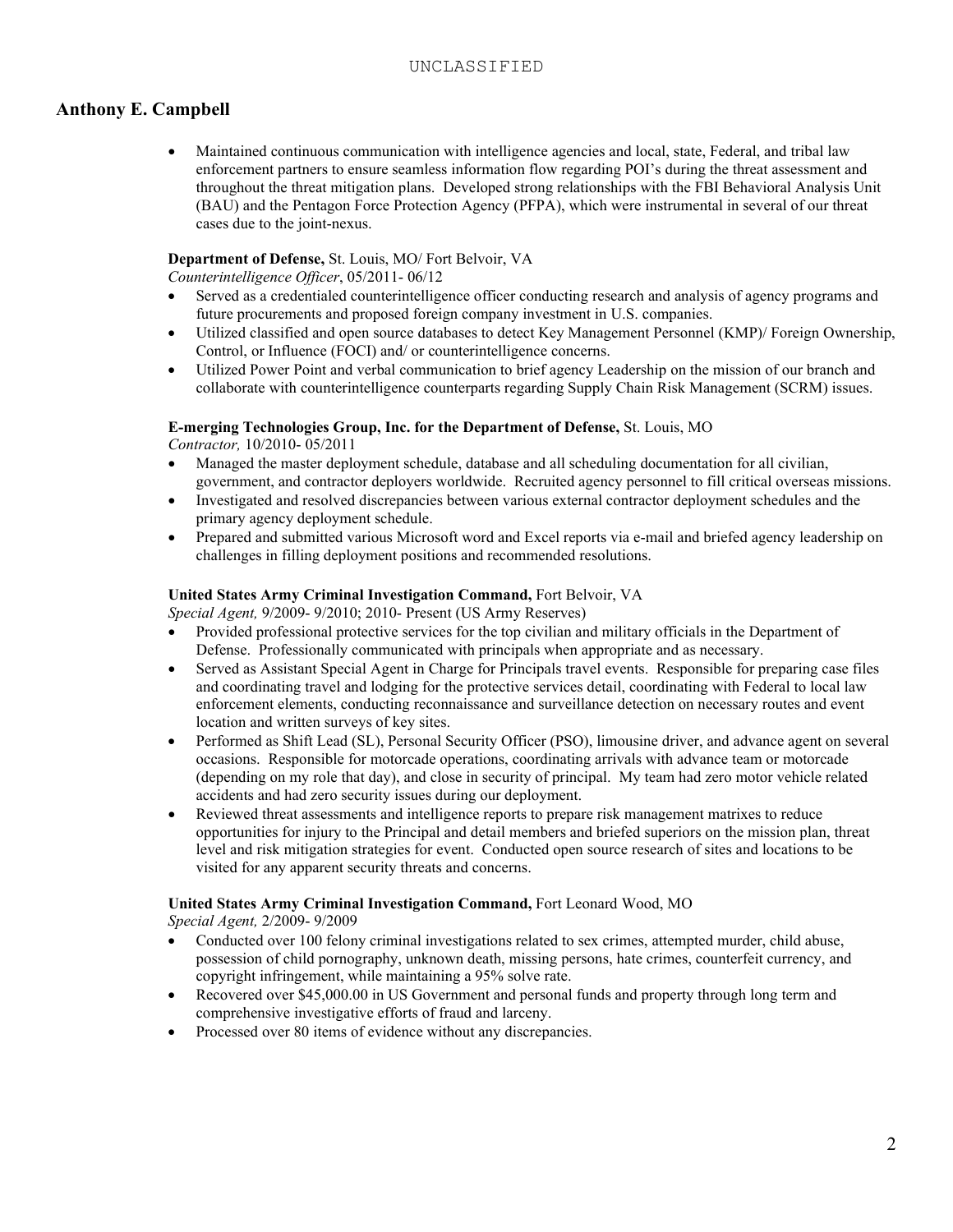## Anthony E. Campbell

- Maintained continuous communication with intelligence agencies and local, state, Federal, and tribal law enforcement partners to ensure seamless information flow regarding POI's during the threat assessment and throughout the threat mitigation plans. Developed strong relationships with the FBI Behavioral Analysis Unit (BAU) and the Pentagon Force Protection Agency (PFPA), which were instrumental in several of our threat cases due to the joint-nexus.

**Department of Defense,** St. Louis, MO/ Fort Belvoir, VA
*Counterintelligence Officer*, 05/2011- 06/12

- Served as a credentialed counterintelligence officer conducting research and analysis of agency programs and future procurements and proposed foreign company investment in U.S. companies.
- Utilized classified and open source databases to detect Key Management Personnel (KMP)/ Foreign Ownership, Control, or Influence (FOCI) and/ or counterintelligence concerns.
- Utilized Power Point and verbal communication to brief agency Leadership on the mission of our branch and collaborate with counterintelligence counterparts regarding Supply Chain Risk Management (SCRM) issues.

**E-merging Technologies Group, Inc. for the Department of Defense,** St. Louis, MO
*Contractor,* 10/2010- 05/2011

- Managed the master deployment schedule, database and all scheduling documentation for all civilian, government, and contractor deployers worldwide. Recruited agency personnel to fill critical overseas missions.
- Investigated and resolved discrepancies between various external contractor deployment schedules and the primary agency deployment schedule.
- Prepared and submitted various Microsoft word and Excel reports via e-mail and briefed agency leadership on challenges in filling deployment positions and recommended resolutions.

**United States Army Criminal Investigation Command,** Fort Belvoir, VA
*Special Agent,* 9/2009- 9/2010; 2010- Present (US Army Reserves)

- Provided professional protective services for the top civilian and military officials in the Department of Defense. Professionally communicated with principals when appropriate and as necessary.
- Served as Assistant Special Agent in Charge for Principals travel events. Responsible for preparing case files and coordinating travel and lodging for the protective services detail, coordinating with Federal to local law enforcement elements, conducting reconnaissance and surveillance detection on necessary routes and event location and written surveys of key sites.
- Performed as Shift Lead (SL), Personal Security Officer (PSO), limousine driver, and advance agent on several occasions. Responsible for motorcade operations, coordinating arrivals with advance team or motorcade (depending on my role that day), and close in security of principal. My team had zero motor vehicle related accidents and had zero security issues during our deployment.
- Reviewed threat assessments and intelligence reports to prepare risk management matrixes to reduce opportunities for injury to the Principal and detail members and briefed superiors on the mission plan, threat level and risk mitigation strategies for event. Conducted open source research of sites and locations to be visited for any apparent security threats and concerns.

**United States Army Criminal Investigation Command,** Fort Leonard Wood, MO
*Special Agent,* 2/2009- 9/2009

- Conducted over 100 felony criminal investigations related to sex crimes, attempted murder, child abuse, possession of child pornography, unknown death, missing persons, hate crimes, counterfeit currency, and copyright infringement, while maintaining a 95% solve rate.
- Recovered over $45,000.00 in US Government and personal funds and property through long term and comprehensive investigative efforts of fraud and larceny.
- Processed over 80 items of evidence without any discrepancies.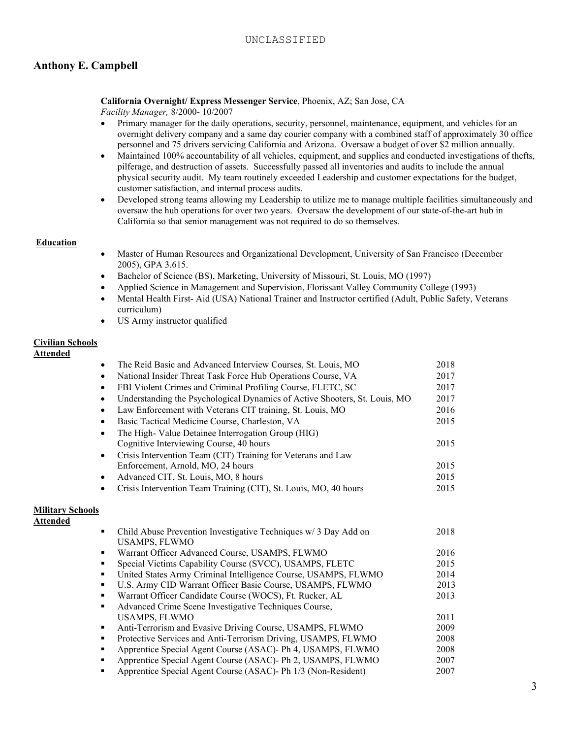UNCLASSIFIED

## Anthony E. Campbell

**California Overnight/ Express Messenger Service**, Phoenix, AZ; San Jose, CA
*Facility Manager,* 8/2000- 10/2007

- Primary manager for the daily operations, security, personnel, maintenance, equipment, and vehicles for an overnight delivery company and a same day courier company with a combined staff of approximately 30 office personnel and 75 drivers servicing California and Arizona. Oversaw a budget of over $2 million annually.
- Maintained 100% accountability of all vehicles, equipment, and supplies and conducted investigations of thefts, pilferage, and destruction of assets. Successfully passed all inventories and audits to include the annual physical security audit. My team routinely exceeded Leadership and customer expectations for the budget, customer satisfaction, and internal process audits.
- Developed strong teams allowing my Leadership to utilize me to manage multiple facilities simultaneously and oversaw the hub operations for over two years. Oversaw the development of our state-of-the-art hub in California so that senior management was not required to do so themselves.

### Education

- Master of Human Resources and Organizational Development, University of San Francisco (December 2005), GPA 3.615.
- Bachelor of Science (BS), Marketing, University of Missouri, St. Louis, MO (1997)
- Applied Science in Management and Supervision, Florissant Valley Community College (1993)
- Mental Health First- Aid (USA) National Trainer and Instructor certified (Adult, Public Safety, Veterans curriculum)
- US Army instructor qualified

### Civilian Schools Attended

- The Reid Basic and Advanced Interview Courses, St. Louis, MO — 2018
- National Insider Threat Task Force Hub Operations Course, VA — 2017
- FBI Violent Crimes and Criminal Profiling Course, FLETC, SC — 2017
- Understanding the Psychological Dynamics of Active Shooters, St. Louis, MO — 2017
- Law Enforcement with Veterans CIT training, St. Louis, MO — 2016
- Basic Tactical Medicine Course, Charleston, VA — 2015
- The High- Value Detainee Interrogation Group (HIG) Cognitive Interviewing Course, 40 hours — 2015
- Crisis Intervention Team (CIT) Training for Veterans and Law Enforcement, Arnold, MO, 24 hours — 2015
- Advanced CIT, St. Louis, MO, 8 hours — 2015
- Crisis Intervention Team Training (CIT), St. Louis, MO, 40 hours — 2015

### Military Schools Attended

- Child Abuse Prevention Investigative Techniques w/ 3 Day Add on USAMPS, FLWMO — 2018
- Warrant Officer Advanced Course, USAMPS, FLWMO — 2016
- Special Victims Capability Course (SVCC), USAMPS, FLETC — 2015
- United States Army Criminal Intelligence Course, USAMPS, FLWMO — 2014
- U.S. Army CID Warrant Officer Basic Course, USAMPS, FLWMO — 2013
- Warrant Officer Candidate Course (WOCS), Ft. Rucker, AL — 2013
- Advanced Crime Scene Investigative Techniques Course, USAMPS, FLWMO — 2011
- Anti-Terrorism and Evasive Driving Course, USAMPS, FLWMO — 2009
- Protective Services and Anti-Terrorism Driving, USAMPS, FLWMO — 2008
- Apprentice Special Agent Course (ASAC)- Ph 4, USAMPS, FLWMO — 2008
- Apprentice Special Agent Course (ASAC)- Ph 2, USAMPS, FLWMO — 2007
- Apprentice Special Agent Course (ASAC)- Ph 1/3 (Non-Resident) — 2007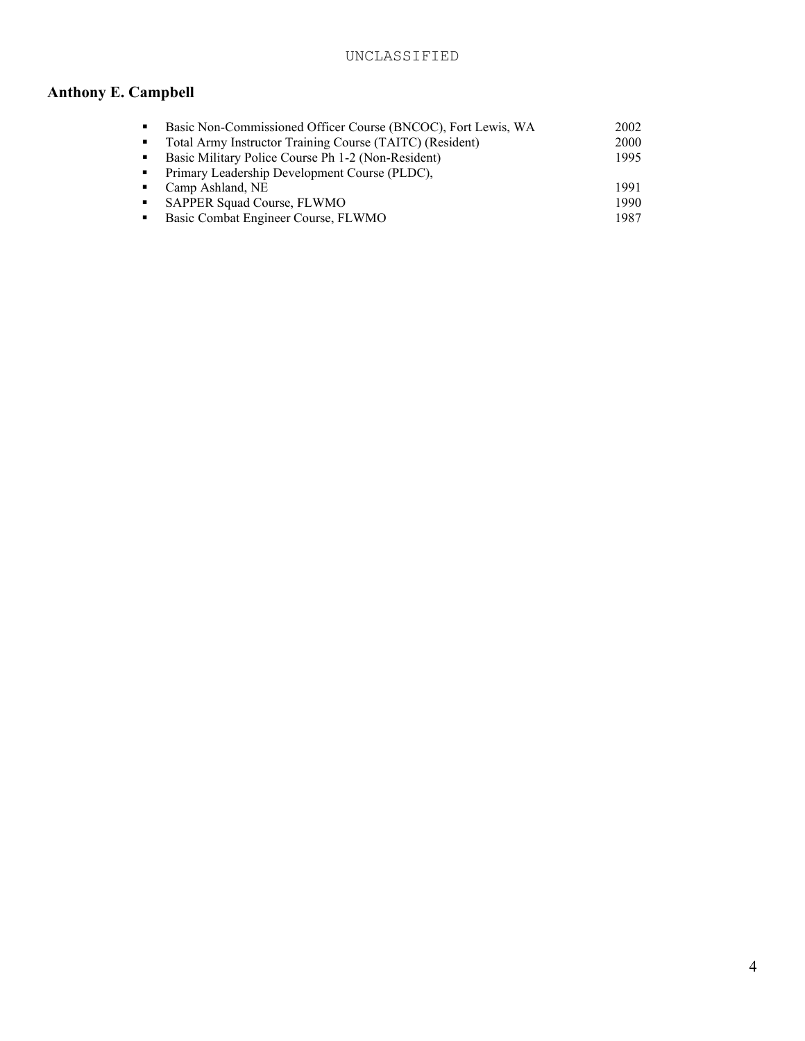**Anthony E. Campbell**

- Basic Non-Commissioned Officer Course (BNCOC), Fort Lewis, WA 2002
- Total Army Instructor Training Course (TAITC) (Resident) 2000
- Basic Military Police Course Ph 1-2 (Non-Resident) 1995
- Primary Leadership Development Course (PLDC),
- Camp Ashland, NE 1991
- SAPPER Squad Course, FLWMO 1990
- Basic Combat Engineer Course, FLWMO 1987